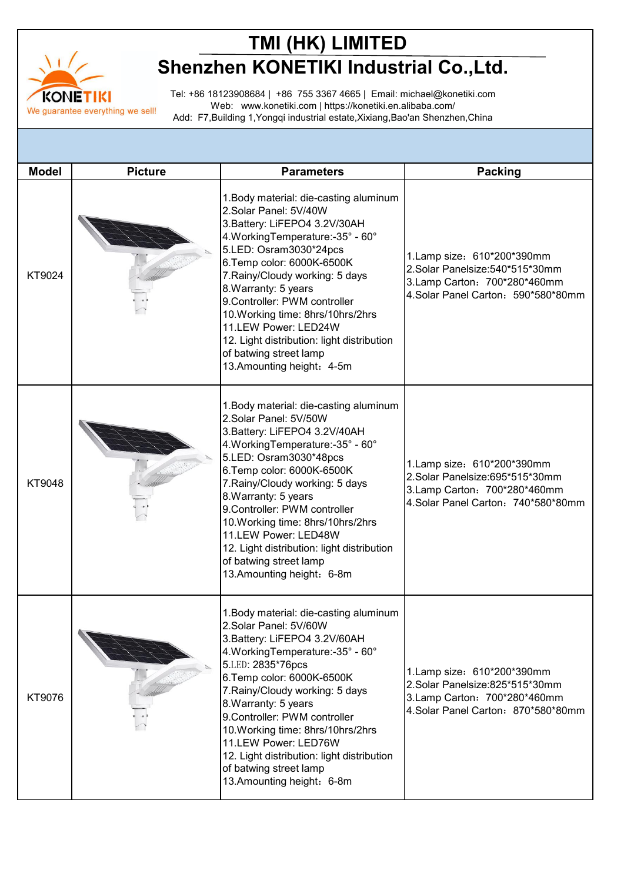# TMI (HK) LIMITED

# Shenzhen KONETIKI Industrial Co.,Ltd.

KONETIKI
We guarantee everything we sell!

Tel: +86 18123908684 | +86 755 3367 4665 | Email: michael@konetiki.com
Web: www.konetiki.com | https://konetiki.en.alibaba.com/
Add: F7,Building 1,Yongqi industrial estate,Xixiang,Bao'an Shenzhen,China

| Model | Picture | Parameters | Packing |
|---|---|---|---|
| KT9024 | | 1.Body material: die-casting aluminum<br>2.Solar Panel: 5V/40W<br>3.Battery: LiFEPO4 3.2V/30AH<br>4.WorkingTemperature:-35° - 60°<br>5.LED: Osram3030*24pcs<br>6.Temp color: 6000K-6500K<br>7.Rainy/Cloudy working: 5 days<br>8.Warranty: 5 years<br>9.Controller: PWM controller<br>10.Working time: 8hrs/10hrs/2hrs<br>11.LEW Power: LED24W<br>12. Light distribution: light distribution of batwing street lamp<br>13.Amounting height：4-5m | 1.Lamp size：610*200*390mm<br>2.Solar Panelsize:540*515*30mm<br>3.Lamp Carton：700*280*460mm<br>4.Solar Panel Carton：590*580*80mm |
| KT9048 | | 1.Body material: die-casting aluminum<br>2.Solar Panel: 5V/50W<br>3.Battery: LiFEPO4 3.2V/40AH<br>4.WorkingTemperature:-35° - 60°<br>5.LED: Osram3030*48pcs<br>6.Temp color: 6000K-6500K<br>7.Rainy/Cloudy working: 5 days<br>8.Warranty: 5 years<br>9.Controller: PWM controller<br>10.Working time: 8hrs/10hrs/2hrs<br>11.LEW Power: LED48W<br>12. Light distribution: light distribution of batwing street lamp<br>13.Amounting height：6-8m | 1.Lamp size：610*200*390mm<br>2.Solar Panelsize:695*515*30mm<br>3.Lamp Carton：700*280*460mm<br>4.Solar Panel Carton：740*580*80mm |
| KT9076 | | 1.Body material: die-casting aluminum<br>2.Solar Panel: 5V/60W<br>3.Battery: LiFEPO4 3.2V/60AH<br>4.WorkingTemperature:-35° - 60°<br>5.LED: 2835*76pcs<br>6.Temp color: 6000K-6500K<br>7.Rainy/Cloudy working: 5 days<br>8.Warranty: 5 years<br>9.Controller: PWM controller<br>10.Working time: 8hrs/10hrs/2hrs<br>11.LEW Power: LED76W<br>12. Light distribution: light distribution of batwing street lamp<br>13.Amounting height：6-8m | 1.Lamp size：610*200*390mm<br>2.Solar Panelsize:825*515*30mm<br>3.Lamp Carton：700*280*460mm<br>4.Solar Panel Carton：870*580*80mm |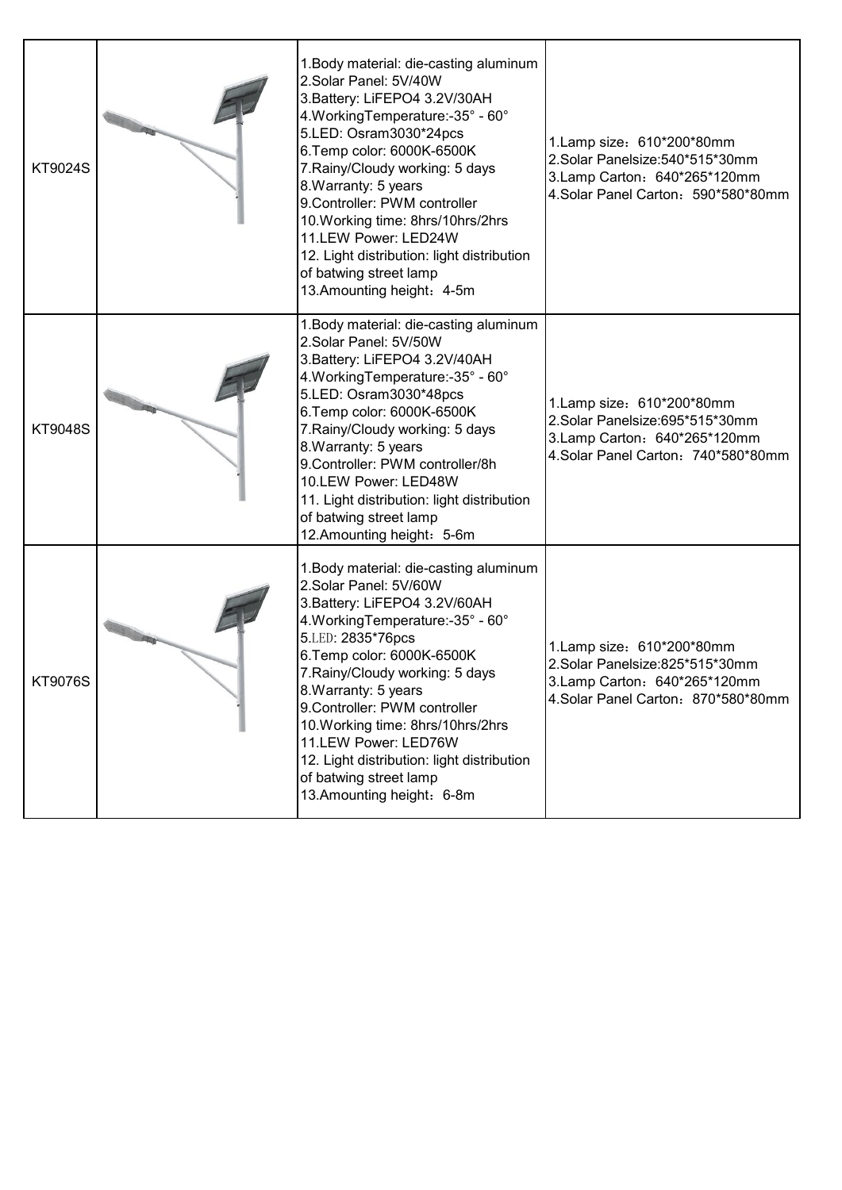| | | | |
|---|---|---|---|
| KT9024S | | 1.Body material: die-casting aluminum<br>2.Solar Panel: 5V/40W<br>3.Battery: LiFEPO4 3.2V/30AH<br>4.WorkingTemperature:-35° - 60°<br>5.LED: Osram3030*24pcs<br>6.Temp color: 6000K-6500K<br>7.Rainy/Cloudy working: 5 days<br>8.Warranty: 5 years<br>9.Controller: PWM controller<br>10.Working time: 8hrs/10hrs/2hrs<br>11.LEW Power: LED24W<br>12. Light distribution: light distribution of batwing street lamp<br>13.Amounting height：4-5m | 1.Lamp size：610*200*80mm<br>2.Solar Panelsize:540*515*30mm<br>3.Lamp Carton：640*265*120mm<br>4.Solar Panel Carton：590*580*80mm |
| KT9048S | | 1.Body material: die-casting aluminum<br>2.Solar Panel: 5V/50W<br>3.Battery: LiFEPO4 3.2V/40AH<br>4.WorkingTemperature:-35° - 60°<br>5.LED: Osram3030*48pcs<br>6.Temp color: 6000K-6500K<br>7.Rainy/Cloudy working: 5 days<br>8.Warranty: 5 years<br>9.Controller: PWM controller/8h<br>10.LEW Power: LED48W<br>11. Light distribution: light distribution of batwing street lamp<br>12.Amounting height：5-6m | 1.Lamp size：610*200*80mm<br>2.Solar Panelsize:695*515*30mm<br>3.Lamp Carton：640*265*120mm<br>4.Solar Panel Carton：740*580*80mm |
| KT9076S | | 1.Body material: die-casting aluminum<br>2.Solar Panel: 5V/60W<br>3.Battery: LiFEPO4 3.2V/60AH<br>4.WorkingTemperature:-35° - 60°<br>5.LED: 2835*76pcs<br>6.Temp color: 6000K-6500K<br>7.Rainy/Cloudy working: 5 days<br>8.Warranty: 5 years<br>9.Controller: PWM controller<br>10.Working time: 8hrs/10hrs/2hrs<br>11.LEW Power: LED76W<br>12. Light distribution: light distribution of batwing street lamp<br>13.Amounting height：6-8m | 1.Lamp size：610*200*80mm<br>2.Solar Panelsize:825*515*30mm<br>3.Lamp Carton：640*265*120mm<br>4.Solar Panel Carton：870*580*80mm |